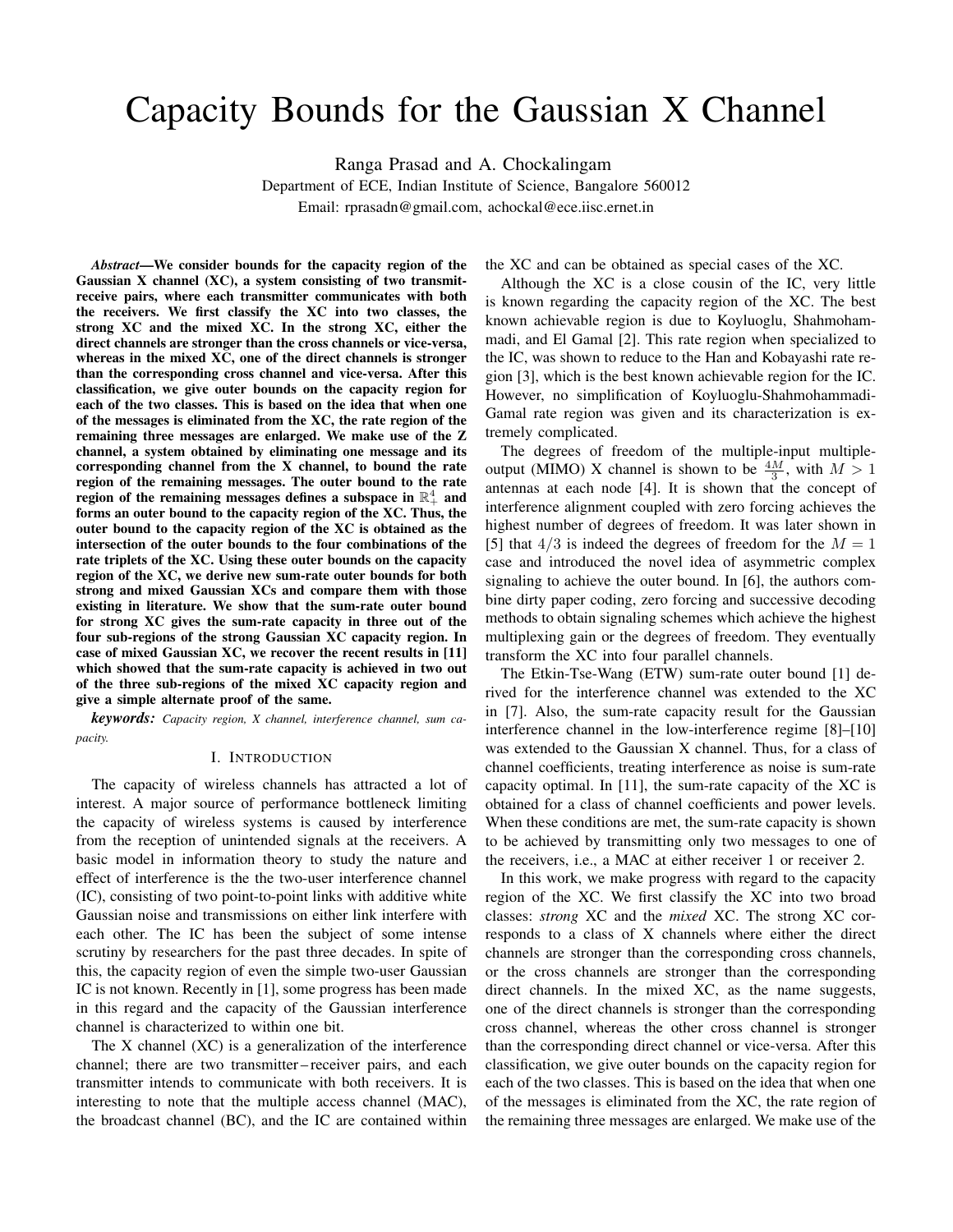# Capacity Bounds for the Gaussian X Channel

Ranga Prasad and A. Chockalingam

Department of ECE, Indian Institute of Science, Bangalore 560012

Email: rprasadn@gmail.com, achockal@ece.iisc.ernet.in

***Abstract*—We consider bounds for the capacity region of the Gaussian X channel (XC), a system consisting of two transmit-receive pairs, where each transmitter communicates with both the receivers. We first classify the XC into two classes, the strong XC and the mixed XC. In the strong XC, either the direct channels are stronger than the cross channels or vice-versa, whereas in the mixed XC, one of the direct channels is stronger than the corresponding cross channel and vice-versa. After this classification, we give outer bounds on the capacity region for each of the two classes. This is based on the idea that when one of the messages is eliminated from the XC, the rate region of the remaining three messages are enlarged. We make use of the Z channel, a system obtained by eliminating one message and its corresponding channel from the X channel, to bound the rate region of the remaining messages. The outer bound to the rate region of the remaining messages defines a subspace in $\mathbb{R}_+^4$ and forms an outer bound to the capacity region of the XC. Thus, the outer bound to the capacity region of the XC is obtained as the intersection of the outer bounds to the four combinations of the rate triplets of the XC. Using these outer bounds on the capacity region of the XC, we derive new sum-rate outer bounds for both strong and mixed Gaussian XCs and compare them with those existing in literature. We show that the sum-rate outer bound for strong XC gives the sum-rate capacity in three out of the four sub-regions of the strong Gaussian XC capacity region. In case of mixed Gaussian XC, we recover the recent results in [11] which showed that the sum-rate capacity is achieved in two out of the three sub-regions of the mixed XC capacity region and give a simple alternate proof of the same.**

***keywords:*** *Capacity region, X channel, interference channel, sum capacity.*

## I. Introduction

The capacity of wireless channels has attracted a lot of interest. A major source of performance bottleneck limiting the capacity of wireless systems is caused by interference from the reception of unintended signals at the receivers. A basic model in information theory to study the nature and effect of interference is the the two-user interference channel (IC), consisting of two point-to-point links with additive white Gaussian noise and transmissions on either link interfere with each other. The IC has been the subject of some intense scrutiny by researchers for the past three decades. In spite of this, the capacity region of even the simple two-user Gaussian IC is not known. Recently in [1], some progress has been made in this regard and the capacity of the Gaussian interference channel is characterized to within one bit.

The X channel (XC) is a generalization of the interference channel; there are two transmitter – receiver pairs, and each transmitter intends to communicate with both receivers. It is interesting to note that the multiple access channel (MAC), the broadcast channel (BC), and the IC are contained within the XC and can be obtained as special cases of the XC.

Although the XC is a close cousin of the IC, very little is known regarding the capacity region of the XC. The best known achievable region is due to Koyluoglu, Shahmohammadi, and El Gamal [2]. This rate region when specialized to the IC, was shown to reduce to the Han and Kobayashi rate region [3], which is the best known achievable region for the IC. However, no simplification of Koyluoglu-Shahmohammadi-Gamal rate region was given and its characterization is extremely complicated.

The degrees of freedom of the multiple-input multiple-output (MIMO) X channel is shown to be $\frac{4M}{3}$, with $M > 1$ antennas at each node [4]. It is shown that the concept of interference alignment coupled with zero forcing achieves the highest number of degrees of freedom. It was later shown in [5] that $4/3$ is indeed the degrees of freedom for the $M = 1$ case and introduced the novel idea of asymmetric complex signaling to achieve the outer bound. In [6], the authors combine dirty paper coding, zero forcing and successive decoding methods to obtain signaling schemes which achieve the highest multiplexing gain or the degrees of freedom. They eventually transform the XC into four parallel channels.

The Etkin-Tse-Wang (ETW) sum-rate outer bound [1] derived for the interference channel was extended to the XC in [7]. Also, the sum-rate capacity result for the Gaussian interference channel in the low-interference regime [8]–[10] was extended to the Gaussian X channel. Thus, for a class of channel coefficients, treating interference as noise is sum-rate capacity optimal. In [11], the sum-rate capacity of the XC is obtained for a class of channel coefficients and power levels. When these conditions are met, the sum-rate capacity is shown to be achieved by transmitting only two messages to one of the receivers, i.e., a MAC at either receiver 1 or receiver 2.

In this work, we make progress with regard to the capacity region of the XC. We first classify the XC into two broad classes: *strong* XC and the *mixed* XC. The strong XC corresponds to a class of X channels where either the direct channels are stronger than the corresponding cross channels, or the cross channels are stronger than the corresponding direct channels. In the mixed XC, as the name suggests, one of the direct channels is stronger than the corresponding cross channel, whereas the other cross channel is stronger than the corresponding direct channel or vice-versa. After this classification, we give outer bounds on the capacity region for each of the two classes. This is based on the idea that when one of the messages is eliminated from the XC, the rate region of the remaining three messages are enlarged. We make use of the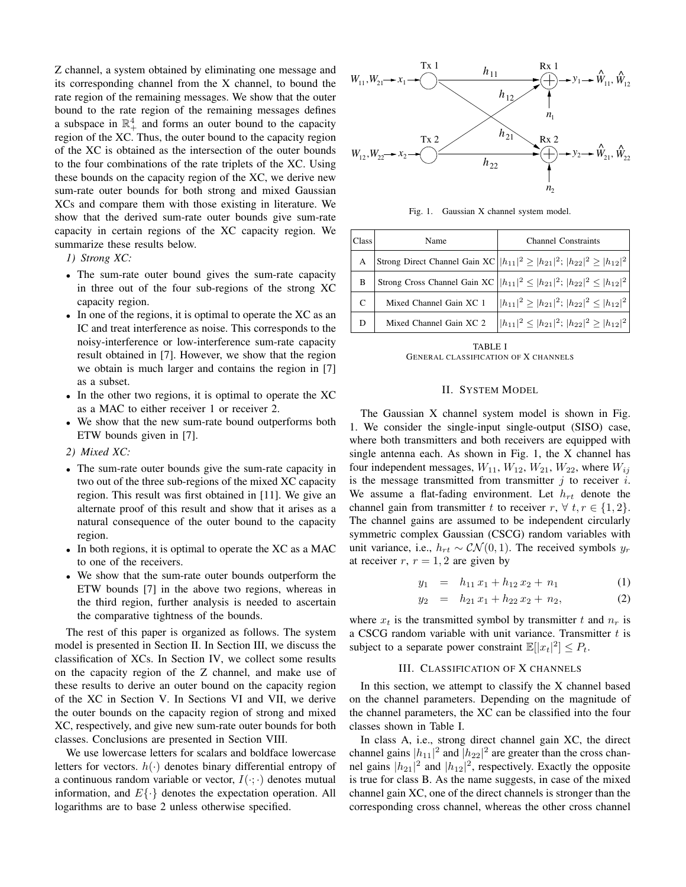Z channel, a system obtained by eliminating one message and its corresponding channel from the X channel, to bound the rate region of the remaining messages. We show that the outer bound to the rate region of the remaining messages defines a subspace in $\mathbb{R}_+^4$ and forms an outer bound to the capacity region of the XC. Thus, the outer bound to the capacity region of the XC is obtained as the intersection of the outer bounds to the four combinations of the rate triplets of the XC. Using these bounds on the capacity region of the XC, we derive new sum-rate outer bounds for both strong and mixed Gaussian XCs and compare them with those existing in literature. We show that the derived sum-rate outer bounds give sum-rate capacity in certain regions of the XC capacity region. We summarize these results below.

*1) Strong XC:*

- The sum-rate outer bound gives the sum-rate capacity in three out of the four sub-regions of the strong XC capacity region.
- In one of the regions, it is optimal to operate the XC as an IC and treat interference as noise. This corresponds to the noisy-interference or low-interference sum-rate capacity result obtained in [7]. However, we show that the region we obtain is much larger and contains the region in [7] as a subset.
- In the other two regions, it is optimal to operate the XC as a MAC to either receiver 1 or receiver 2.
- We show that the new sum-rate bound outperforms both ETW bounds given in [7].

*2) Mixed XC:*

- The sum-rate outer bounds give the sum-rate capacity in two out of the three sub-regions of the mixed XC capacity region. This result was first obtained in [11]. We give an alternate proof of this result and show that it arises as a natural consequence of the outer bound to the capacity region.
- In both regions, it is optimal to operate the XC as a MAC to one of the receivers.
- We show that the sum-rate outer bounds outperform the ETW bounds [7] in the above two regions, whereas in the third region, further analysis is needed to ascertain the comparative tightness of the bounds.

The rest of this paper is organized as follows. The system model is presented in Section II. In Section III, we discuss the classification of XCs. In Section IV, we collect some results on the capacity region of the Z channel, and make use of these results to derive an outer bound on the capacity region of the XC in Section V. In Sections VI and VII, we derive the outer bounds on the capacity region of strong and mixed XC, respectively, and give new sum-rate outer bounds for both classes. Conclusions are presented in Section VIII.

We use lowercase letters for scalars and boldface lowercase letters for vectors. $h(\cdot)$ denotes binary differential entropy of a continuous random variable or vector, $I(\cdot;\cdot)$ denotes mutual information, and $E\{\cdot\}$ denotes the expectation operation. All logarithms are to base 2 unless otherwise specified.

Fig. 1. Gaussian X channel system model.

| Class | Name | Channel Constraints |
|---|---|---|
| A | Strong Direct Channel Gain XC | $\lvert h_{11}\rvert^2 \geq \lvert h_{21}\rvert^2$; $\lvert h_{22}\rvert^2 \geq \lvert h_{12}\rvert^2$ |
| B | Strong Cross Channel Gain XC | $\lvert h_{11}\rvert^2 \leq \lvert h_{21}\rvert^2$; $\lvert h_{22}\rvert^2 \leq \lvert h_{12}\rvert^2$ |
| C | Mixed Channel Gain XC 1 | $\lvert h_{11}\rvert^2 \geq \lvert h_{21}\rvert^2$; $\lvert h_{22}\rvert^2 \leq \lvert h_{12}\rvert^2$ |
| D | Mixed Channel Gain XC 2 | $\lvert h_{11}\rvert^2 \leq \lvert h_{21}\rvert^2$; $\lvert h_{22}\rvert^2 \geq \lvert h_{12}\rvert^2$ |

TABLE I
GENERAL CLASSIFICATION OF X CHANNELS

## II. System Model

The Gaussian X channel system model is shown in Fig. 1. We consider the single-input single-output (SISO) case, where both transmitters and both receivers are equipped with single antenna each. As shown in Fig. 1, the X channel has four independent messages, $W_{11}$, $W_{12}$, $W_{21}$, $W_{22}$, where $W_{ij}$ is the message transmitted from transmitter $j$ to receiver $i$. We assume a flat-fading environment. Let $h_{rt}$ denote the channel gain from transmitter $t$ to receiver $r$, $\forall\, t, r \in \{1, 2\}$. The channel gains are assumed to be independent circularly symmetric complex Gaussian (CSCG) random variables with unit variance, i.e., $h_{rt} \sim \mathcal{CN}(0, 1)$. The received symbols $y_r$ at receiver $r$, $r = 1, 2$ are given by

$$y_1 = h_{11}\, x_1 + h_{12}\, x_2 + n_1 \tag{1}$$

$$y_2 = h_{21}\, x_1 + h_{22}\, x_2 + n_2, \tag{2}$$

where $x_t$ is the transmitted symbol by transmitter $t$ and $n_r$ is a CSCG random variable with unit variance. Transmitter $t$ is subject to a separate power constraint $\mathbb{E}[|x_t|^2] \leq P_t$.

## III. Classification of X channels

In this section, we attempt to classify the X channel based on the channel parameters. Depending on the magnitude of the channel parameters, the XC can be classified into the four classes shown in Table I.

In class A, i.e., strong direct channel gain XC, the direct channel gains $|h_{11}|^2$ and $|h_{22}|^2$ are greater than the cross channel gains $|h_{21}|^2$ and $|h_{12}|^2$, respectively. Exactly the opposite is true for class B. As the name suggests, in case of the mixed channel gain XC, one of the direct channels is stronger than the corresponding cross channel, whereas the other cross channel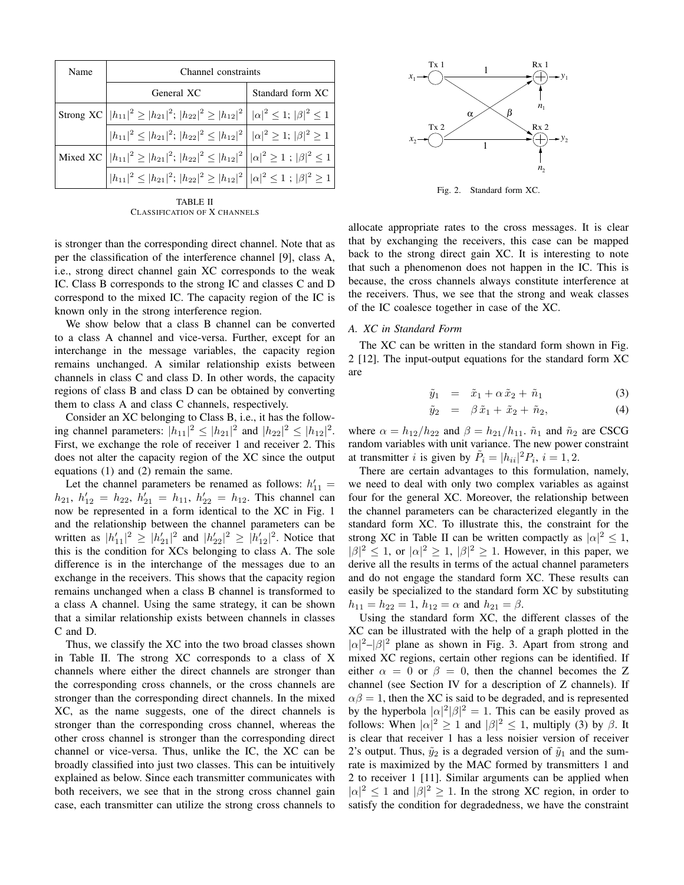| Name | Channel constraints | |
|---|---|---|
| | General XC | Standard form XC |
| Strong XC | $\|h_{11}\|^2 \geq \|h_{21}\|^2$; $\|h_{22}\|^2 \geq \|h_{12}\|^2$ | $\|\alpha\|^2 \leq 1$; $\|\beta\|^2 \leq 1$ |
| | $\|h_{11}\|^2 \leq \|h_{21}\|^2$; $\|h_{22}\|^2 \leq \|h_{12}\|^2$ | $\|\alpha\|^2 \geq 1$; $\|\beta\|^2 \geq 1$ |
| Mixed XC | $\|h_{11}\|^2 \geq \|h_{21}\|^2$; $\|h_{22}\|^2 \leq \|h_{12}\|^2$ | $\|\alpha\|^2 \geq 1$ ; $\|\beta\|^2 \leq 1$ |
| | $\|h_{11}\|^2 \leq \|h_{21}\|^2$; $\|h_{22}\|^2 \geq \|h_{12}\|^2$ | $\|\alpha\|^2 \leq 1$ ; $\|\beta\|^2 \geq 1$ |

TABLE II
CLASSIFICATION OF X CHANNELS

is stronger than the corresponding direct channel. Note that as per the classification of the interference channel [9], class A, i.e., strong direct channel gain XC corresponds to the weak IC. Class B corresponds to the strong IC and classes C and D correspond to the mixed IC. The capacity region of the IC is known only in the strong interference region.

We show below that a class B channel can be converted to a class A channel and vice-versa. Further, except for an interchange in the message variables, the capacity region remains unchanged. A similar relationship exists between channels in class C and class D. In other words, the capacity regions of class B and class D can be obtained by converting them to class A and class C channels, respectively.

Consider an XC belonging to Class B, i.e., it has the following channel parameters: $|h_{11}|^2 \leq |h_{21}|^2$ and $|h_{22}|^2 \leq |h_{12}|^2$. First, we exchange the role of receiver 1 and receiver 2. This does not alter the capacity region of the XC since the output equations (1) and (2) remain the same.

Let the channel parameters be renamed as follows: $h'_{11} = h_{21}$, $h'_{12} = h_{22}$, $h'_{21} = h_{11}$, $h'_{22} = h_{12}$. This channel can now be represented in a form identical to the XC in Fig. 1 and the relationship between the channel parameters can be written as $|h'_{11}|^2 \geq |h'_{21}|^2$ and $|h'_{22}|^2 \geq |h'_{12}|^2$. Notice that this is the condition for XCs belonging to class A. The sole difference is in the interchange of the messages due to an exchange in the receivers. This shows that the capacity region remains unchanged when a class B channel is transformed to a class A channel. Using the same strategy, it can be shown that a similar relationship exists between channels in classes C and D.

Thus, we classify the XC into the two broad classes shown in Table II. The strong XC corresponds to a class of X channels where either the direct channels are stronger than the corresponding cross channels, or the cross channels are stronger than the corresponding direct channels. In the mixed XC, as the name suggests, one of the direct channels is stronger than the corresponding cross channel, whereas the other cross channel is stronger than the corresponding direct channel or vice-versa. Thus, unlike the IC, the XC can be broadly classified into just two classes. This can be intuitively explained as below. Since each transmitter communicates with both receivers, we see that in the strong cross channel gain case, each transmitter can utilize the strong cross channels to allocate appropriate rates to the cross messages. It is clear that by exchanging the receivers, this case can be mapped back to the strong direct gain XC. It is interesting to note that such a phenomenon does not happen in the IC. This is because, the cross channels always constitute interference at the receivers. Thus, we see that the strong and weak classes of the IC coalesce together in case of the XC.

Fig. 2. Standard form XC.

### A. XC in Standard Form

The XC can be written in the standard form shown in Fig. 2 [12]. The input-output equations for the standard form XC are

$$\tilde{y}_1 = \tilde{x}_1 + \alpha\,\tilde{x}_2 + \tilde{n}_1 \tag{3}$$

$$\tilde{y}_2 = \beta\,\tilde{x}_1 + \tilde{x}_2 + \tilde{n}_2, \tag{4}$$

where $\alpha = h_{12}/h_{22}$ and $\beta = h_{21}/h_{11}$. $\tilde{n}_1$ and $\tilde{n}_2$ are CSCG random variables with unit variance. The new power constraint at transmitter $i$ is given by $\tilde{P}_i = |h_{ii}|^2 P_i$, $i = 1, 2$.

There are certain advantages to this formulation, namely, we need to deal with only two complex variables as against four for the general XC. Moreover, the relationship between the channel parameters can be characterized elegantly in the standard form XC. To illustrate this, the constraint for the strong XC in Table II can be written compactly as $|\alpha|^2 \leq 1$, $|\beta|^2 \leq 1$, or $|\alpha|^2 \geq 1$, $|\beta|^2 \geq 1$. However, in this paper, we derive all the results in terms of the actual channel parameters and do not engage the standard form XC. These results can easily be specialized to the standard form XC by substituting $h_{11} = h_{22} = 1$, $h_{12} = \alpha$ and $h_{21} = \beta$.

Using the standard form XC, the different classes of the XC can be illustrated with the help of a graph plotted in the $|\alpha|^2$–$|\beta|^2$ plane as shown in Fig. 3. Apart from strong and mixed XC regions, certain other regions can be identified. If either $\alpha = 0$ or $\beta = 0$, then the channel becomes the Z channel (see Section IV for a description of Z channels). If $\alpha\beta = 1$, then the XC is said to be degraded, and is represented by the hyperbola $|\alpha|^2|\beta|^2 = 1$. This can be easily proved as follows: When $|\alpha|^2 \geq 1$ and $|\beta|^2 \leq 1$, multiply (3) by $\beta$. It is clear that receiver 1 has a less noisier version of receiver 2's output. Thus, $\tilde{y}_2$ is a degraded version of $\tilde{y}_1$ and the sum-rate is maximized by the MAC formed by transmitters 1 and 2 to receiver 1 [11]. Similar arguments can be applied when $|\alpha|^2 \leq 1$ and $|\beta|^2 \geq 1$. In the strong XC region, in order to satisfy the condition for degradedness, we have the constraint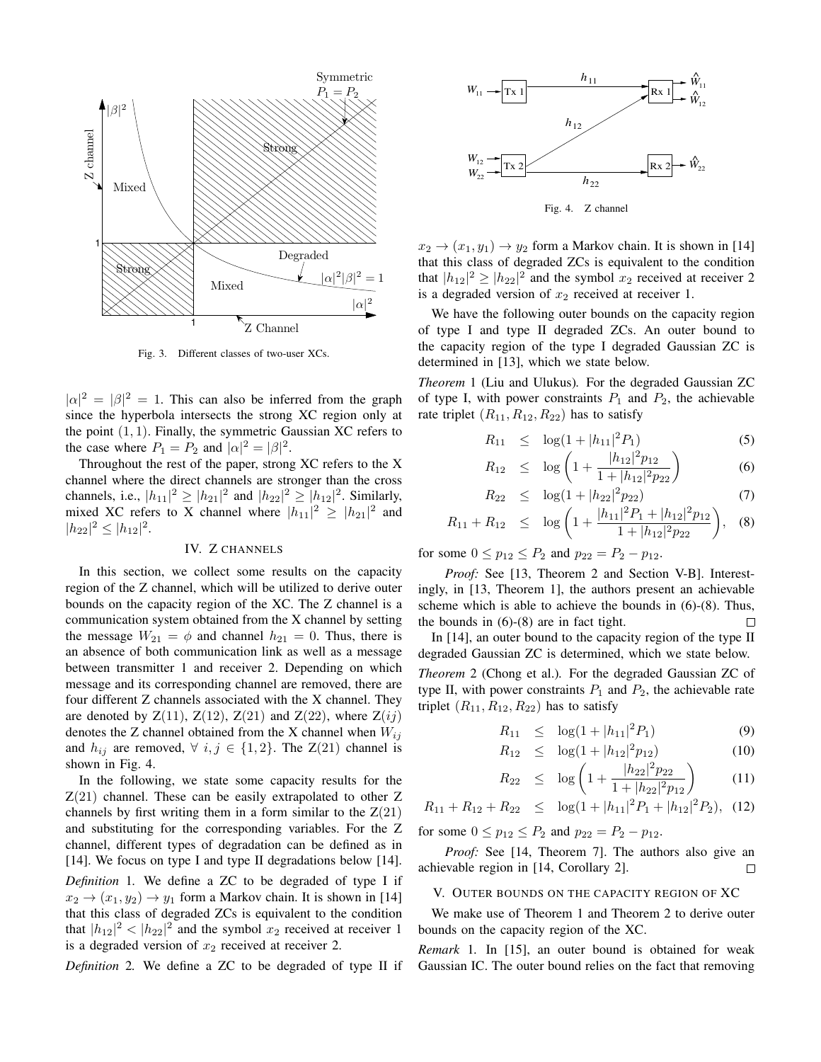Fig. 3. Different classes of two-user XCs.

$|\alpha|^2 = |\beta|^2 = 1$. This can also be inferred from the graph since the hyperbola intersects the strong XC region only at the point $(1, 1)$. Finally, the symmetric Gaussian XC refers to the case where $P_1 = P_2$ and $|\alpha|^2 = |\beta|^2$.

Throughout the rest of the paper, strong XC refers to the X channel where the direct channels are stronger than the cross channels, i.e., $|h_{11}|^2 \geq |h_{21}|^2$ and $|h_{22}|^2 \geq |h_{12}|^2$. Similarly, mixed XC refers to X channel where $|h_{11}|^2 \geq |h_{21}|^2$ and $|h_{22}|^2 \leq |h_{12}|^2$.

## IV. Z CHANNELS

In this section, we collect some results on the capacity region of the Z channel, which will be utilized to derive outer bounds on the capacity region of the XC. The Z channel is a communication system obtained from the X channel by setting the message $W_{21} = \phi$ and channel $h_{21} = 0$. Thus, there is an absence of both communication link as well as a message between transmitter 1 and receiver 2. Depending on which message and its corresponding channel are removed, there are four different Z channels associated with the X channel. They are denoted by Z(11), Z(12), Z(21) and Z(22), where Z($ij$) denotes the Z channel obtained from the X channel when $W_{ij}$ and $h_{ij}$ are removed, $\forall\ i, j \in \{1, 2\}$. The Z(21) channel is shown in Fig. 4.

In the following, we state some capacity results for the Z(21) channel. These can be easily extrapolated to other Z channels by first writing them in a form similar to the Z(21) and substituting for the corresponding variables. For the Z channel, different types of degradation can be defined as in [14]. We focus on type I and type II degradations below [14].

*Definition* 1. We define a ZC to be degraded of type I if $x_2 \rightarrow (x_1, y_2) \rightarrow y_1$ form a Markov chain. It is shown in [14] that this class of degraded ZCs is equivalent to the condition that $|h_{12}|^2 < |h_{22}|^2$ and the symbol $x_2$ received at receiver 1 is a degraded version of $x_2$ received at receiver 2.

*Definition* 2. We define a ZC to be degraded of type II if $x_2 \rightarrow (x_1, y_1) \rightarrow y_2$ form a Markov chain. It is shown in [14] that this class of degraded ZCs is equivalent to the condition that $|h_{12}|^2 \geq |h_{22}|^2$ and the symbol $x_2$ received at receiver 2 is a degraded version of $x_2$ received at receiver 1.

Fig. 4. Z channel

We have the following outer bounds on the capacity region of type I and type II degraded ZCs. An outer bound to the capacity region of the type I degraded Gaussian ZC is determined in [13], which we state below.

*Theorem* 1 (Liu and Ulukus). For the degraded Gaussian ZC of type I, with power constraints $P_1$ and $P_2$, the achievable rate triplet $(R_{11}, R_{12}, R_{22})$ has to satisfy

$$R_{11} \leq \log(1 + |h_{11}|^2 P_1) \tag{5}$$

$$R_{12} \leq \log\left(1 + \frac{|h_{12}|^2 p_{12}}{1 + |h_{12}|^2 p_{22}}\right) \tag{6}$$

$$R_{22} \leq \log(1 + |h_{22}|^2 p_{22}) \tag{7}$$

$$R_{11} + R_{12} \leq \log\left(1 + \frac{|h_{11}|^2 P_1 + |h_{12}|^2 p_{12}}{1 + |h_{12}|^2 p_{22}}\right), \tag{8}$$

for some $0 \leq p_{12} \leq P_2$ and $p_{22} = P_2 - p_{12}$.

*Proof:* See [13, Theorem 2 and Section V-B]. Interestingly, in [13, Theorem 1], the authors present an achievable scheme which is able to achieve the bounds in (6)-(8). Thus, the bounds in (6)-(8) are in fact tight. □

In [14], an outer bound to the capacity region of the type II degraded Gaussian ZC is determined, which we state below.

*Theorem* 2 (Chong et al.). For the degraded Gaussian ZC of type II, with power constraints $P_1$ and $P_2$, the achievable rate triplet $(R_{11}, R_{12}, R_{22})$ has to satisfy

$$R_{11} \leq \log(1 + |h_{11}|^2 P_1) \tag{9}$$

$$R_{12} \leq \log(1 + |h_{12}|^2 p_{12}) \tag{10}$$

$$R_{22} \leq \log\left(1 + \frac{|h_{22}|^2 p_{22}}{1 + |h_{22}|^2 p_{12}}\right) \tag{11}$$

$$R_{11} + R_{12} + R_{22} \leq \log(1 + |h_{11}|^2 P_1 + |h_{12}|^2 P_2), \tag{12}$$

for some $0 \leq p_{12} \leq P_2$ and $p_{22} = P_2 - p_{12}$.

*Proof:* See [14, Theorem 7]. The authors also give an achievable region in [14, Corollary 2]. □

## V. OUTER BOUNDS ON THE CAPACITY REGION OF XC

We make use of Theorem 1 and Theorem 2 to derive outer bounds on the capacity region of the XC.

*Remark* 1. In [15], an outer bound is obtained for weak Gaussian IC. The outer bound relies on the fact that removing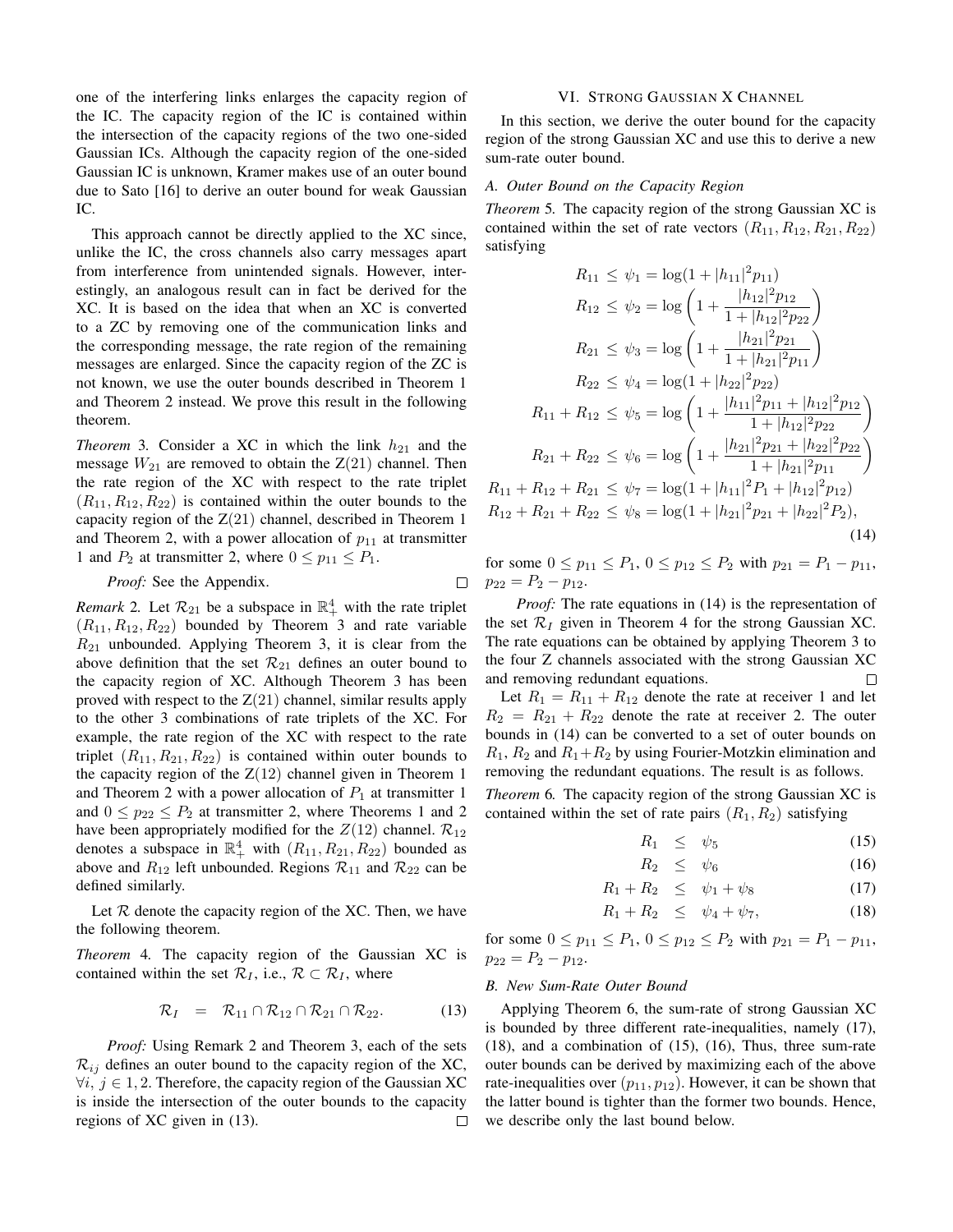one of the interfering links enlarges the capacity region of the IC. The capacity region of the IC is contained within the intersection of the capacity regions of the two one-sided Gaussian ICs. Although the capacity region of the one-sided Gaussian IC is unknown, Kramer makes use of an outer bound due to Sato [16] to derive an outer bound for weak Gaussian IC.

This approach cannot be directly applied to the XC since, unlike the IC, the cross channels also carry messages apart from interference from unintended signals. However, interestingly, an analogous result can in fact be derived for the XC. It is based on the idea that when an XC is converted to a ZC by removing one of the communication links and the corresponding message, the rate region of the remaining messages are enlarged. Since the capacity region of the ZC is not known, we use the outer bounds described in Theorem 1 and Theorem 2 instead. We prove this result in the following theorem.

*Theorem* 3. Consider a XC in which the link $h_{21}$ and the message $W_{21}$ are removed to obtain the Z(21) channel. Then the rate region of the XC with respect to the rate triplet $(R_{11}, R_{12}, R_{22})$ is contained within the outer bounds to the capacity region of the Z(21) channel, described in Theorem 1 and Theorem 2, with a power allocation of $p_{11}$ at transmitter 1 and $P_2$ at transmitter 2, where $0 \leq p_{11} \leq P_1$.

*Proof:* See the Appendix. □

*Remark* 2. Let $\mathcal{R}_{21}$ be a subspace in $\mathbb{R}_+^4$ with the rate triplet $(R_{11}, R_{12}, R_{22})$ bounded by Theorem 3 and rate variable $R_{21}$ unbounded. Applying Theorem 3, it is clear from the above definition that the set $\mathcal{R}_{21}$ defines an outer bound to the capacity region of XC. Although Theorem 3 has been proved with respect to the Z(21) channel, similar results apply to the other 3 combinations of rate triplets of the XC. For example, the rate region of the XC with respect to the rate triplet $(R_{11}, R_{21}, R_{22})$ is contained within outer bounds to the capacity region of the Z(12) channel given in Theorem 1 and Theorem 2 with a power allocation of $P_1$ at transmitter 1 and $0 \leq p_{22} \leq P_2$ at transmitter 2, where Theorems 1 and 2 have been appropriately modified for the $Z(12)$ channel. $\mathcal{R}_{12}$ denotes a subspace in $\mathbb{R}_+^4$ with $(R_{11}, R_{21}, R_{22})$ bounded as above and $R_{12}$ left unbounded. Regions $\mathcal{R}_{11}$ and $\mathcal{R}_{22}$ can be defined similarly.

Let $\mathcal{R}$ denote the capacity region of the XC. Then, we have the following theorem.

*Theorem* 4. The capacity region of the Gaussian XC is contained within the set $\mathcal{R}_I$, i.e., $\mathcal{R} \subset \mathcal{R}_I$, where

$$\mathcal{R}_I \;=\; \mathcal{R}_{11} \cap \mathcal{R}_{12} \cap \mathcal{R}_{21} \cap \mathcal{R}_{22}. \tag{13}$$

*Proof:* Using Remark 2 and Theorem 3, each of the sets $\mathcal{R}_{ij}$ defines an outer bound to the capacity region of the XC, $\forall i,\, j \in 1, 2$. Therefore, the capacity region of the Gaussian XC is inside the intersection of the outer bounds to the capacity regions of XC given in (13). □

## VI. Strong Gaussian X Channel

In this section, we derive the outer bound for the capacity region of the strong Gaussian XC and use this to derive a new sum-rate outer bound.

### A. Outer Bound on the Capacity Region

*Theorem* 5. The capacity region of the strong Gaussian XC is contained within the set of rate vectors $(R_{11}, R_{12}, R_{21}, R_{22})$ satisfying

$$\begin{aligned}
R_{11} &\leq \psi_1 = \log(1 + |h_{11}|^2 p_{11}) \\
R_{12} &\leq \psi_2 = \log\left(1 + \frac{|h_{12}|^2 p_{12}}{1 + |h_{12}|^2 p_{22}}\right) \\
R_{21} &\leq \psi_3 = \log\left(1 + \frac{|h_{21}|^2 p_{21}}{1 + |h_{21}|^2 p_{11}}\right) \\
R_{22} &\leq \psi_4 = \log(1 + |h_{22}|^2 p_{22}) \\
R_{11} + R_{12} &\leq \psi_5 = \log\left(1 + \frac{|h_{11}|^2 p_{11} + |h_{12}|^2 p_{12}}{1 + |h_{12}|^2 p_{22}}\right) \\
R_{21} + R_{22} &\leq \psi_6 = \log\left(1 + \frac{|h_{21}|^2 p_{21} + |h_{22}|^2 p_{22}}{1 + |h_{21}|^2 p_{11}}\right) \\
R_{11} + R_{12} + R_{21} &\leq \psi_7 = \log(1 + |h_{11}|^2 P_1 + |h_{12}|^2 p_{12}) \\
R_{12} + R_{21} + R_{22} &\leq \psi_8 = \log(1 + |h_{21}|^2 p_{21} + |h_{22}|^2 P_2),
\end{aligned} \tag{14}$$

for some $0 \leq p_{11} \leq P_1$, $0 \leq p_{12} \leq P_2$ with $p_{21} = P_1 - p_{11}$, $p_{22} = P_2 - p_{12}$.

*Proof:* The rate equations in (14) is the representation of the set $\mathcal{R}_I$ given in Theorem 4 for the strong Gaussian XC. The rate equations can be obtained by applying Theorem 3 to the four Z channels associated with the strong Gaussian XC and removing redundant equations. □

Let $R_1 = R_{11} + R_{12}$ denote the rate at receiver 1 and let $R_2 = R_{21} + R_{22}$ denote the rate at receiver 2. The outer bounds in (14) can be converted to a set of outer bounds on $R_1$, $R_2$ and $R_1 + R_2$ by using Fourier-Motzkin elimination and removing the redundant equations. The result is as follows.

*Theorem* 6. The capacity region of the strong Gaussian XC is contained within the set of rate pairs $(R_1, R_2)$ satisfying

$$R_1 \;\leq\; \psi_5 \tag{15}$$

$$R_2 \;\leq\; \psi_6 \tag{16}$$

$$R_1 + R_2 \;\leq\; \psi_1 + \psi_8 \tag{17}$$

$$R_1 + R_2 \;\leq\; \psi_4 + \psi_7, \tag{18}$$

for some $0 \leq p_{11} \leq P_1$, $0 \leq p_{12} \leq P_2$ with $p_{21} = P_1 - p_{11}$, $p_{22} = P_2 - p_{12}$.

### B. New Sum-Rate Outer Bound

Applying Theorem 6, the sum-rate of strong Gaussian XC is bounded by three different rate-inequalities, namely (17), (18), and a combination of (15), (16), Thus, three sum-rate outer bounds can be derived by maximizing each of the above rate-inequalities over $(p_{11}, p_{12})$. However, it can be shown that the latter bound is tighter than the former two bounds. Hence, we describe only the last bound below.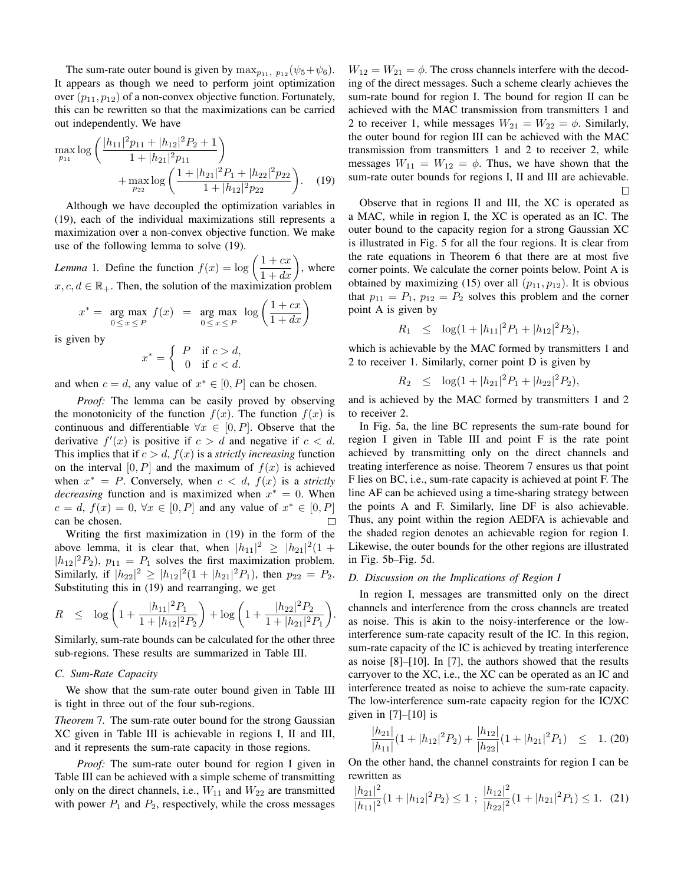The sum-rate outer bound is given by $\max_{p_{11},\ p_{12}}(\psi_5+\psi_6)$. It appears as though we need to perform joint optimization over $(p_{11}, p_{12})$ of a non-convex objective function. Fortunately, this can be rewritten so that the maximizations can be carried out independently. We have

$$\max_{p_{11}} \log\left(\frac{|h_{11}|^2 p_{11} + |h_{12}|^2 P_2 + 1}{1+|h_{21}|^2 p_{11}}\right) + \max_{p_{22}} \log\left(\frac{1+|h_{21}|^2 P_1 + |h_{22}|^2 p_{22}}{1+|h_{12}|^2 p_{22}}\right). \quad (19)$$

Although we have decoupled the optimization variables in (19), each of the individual maximizations still represents a maximization over a non-convex objective function. We make use of the following lemma to solve (19).

*Lemma* 1. Define the function $f(x) = \log\left(\frac{1+cx}{1+dx}\right)$, where $x, c, d \in \mathbb{R}_+$. Then, the solution of the maximization problem

$$x^* = \arg\max_{0 \le x \le P} f(x) = \arg\max_{0 \le x \le P} \log\left(\frac{1+cx}{1+dx}\right)$$

is given by

$$x^* = \begin{cases} P & \text{if } c > d, \\ 0 & \text{if } c < d. \end{cases}$$

and when $c = d$, any value of $x^* \in [0, P]$ can be chosen.

*Proof:* The lemma can be easily proved by observing the monotonicity of the function $f(x)$. The function $f(x)$ is continuous and differentiable $\forall x \in [0, P]$. Observe that the derivative $f'(x)$ is positive if $c > d$ and negative if $c < d$. This implies that if $c > d$, $f(x)$ is a *strictly increasing* function on the interval $[0, P]$ and the maximum of $f(x)$ is achieved when $x^* = P$. Conversely, when $c < d$, $f(x)$ is a *strictly decreasing* function and is maximized when $x^* = 0$. When $c = d$, $f(x) = 0$, $\forall x \in [0, P]$ and any value of $x^* \in [0, P]$ can be chosen. ∎

Writing the first maximization in (19) in the form of the above lemma, it is clear that, when $|h_{11}|^2 \ge |h_{21}|^2(1 + |h_{12}|^2 P_2)$, $p_{11} = P_1$ solves the first maximization problem. Similarly, if $|h_{22}|^2 \ge |h_{12}|^2(1 + |h_{21}|^2 P_1)$, then $p_{22} = P_2$. Substituting this in (19) and rearranging, we get

$$R \le \log\left(1 + \frac{|h_{11}|^2 P_1}{1+|h_{12}|^2 P_2}\right) + \log\left(1 + \frac{|h_{22}|^2 P_2}{1+|h_{21}|^2 P_1}\right).$$

Similarly, sum-rate bounds can be calculated for the other three sub-regions. These results are summarized in Table III.

### C. Sum-Rate Capacity

We show that the sum-rate outer bound given in Table III is tight in three out of the four sub-regions.

*Theorem* 7. The sum-rate outer bound for the strong Gaussian XC given in Table III is achievable in regions I, II and III, and it represents the sum-rate capacity in those regions.

*Proof:* The sum-rate outer bound for region I given in Table III can be achieved with a simple scheme of transmitting only on the direct channels, i.e., $W_{11}$ and $W_{22}$ are transmitted with power $P_1$ and $P_2$, respectively, while the cross messages $W_{12} = W_{21} = \phi$. The cross channels interfere with the decoding of the direct messages. Such a scheme clearly achieves the sum-rate bound for region I. The bound for region II can be achieved with the MAC transmission from transmitters 1 and 2 to receiver 1, while messages $W_{21} = W_{22} = \phi$. Similarly, the outer bound for region III can be achieved with the MAC transmission from transmitters 1 and 2 to receiver 2, while messages $W_{11} = W_{12} = \phi$. Thus, we have shown that the sum-rate outer bounds for regions I, II and III are achievable. ∎

Observe that in regions II and III, the XC is operated as a MAC, while in region I, the XC is operated as an IC. The outer bound to the capacity region for a strong Gaussian XC is illustrated in Fig. 5 for all the four regions. It is clear from the rate equations in Theorem 6 that there are at most five corner points. We calculate the corner points below. Point A is obtained by maximizing (15) over all $(p_{11}, p_{12})$. It is obvious that $p_{11} = P_1$, $p_{12} = P_2$ solves this problem and the corner point A is given by

$$R_1 \le \log(1 + |h_{11}|^2 P_1 + |h_{12}|^2 P_2),$$

which is achievable by the MAC formed by transmitters 1 and 2 to receiver 1. Similarly, corner point D is given by

$$R_2 \le \log(1 + |h_{21}|^2 P_1 + |h_{22}|^2 P_2),$$

and is achieved by the MAC formed by transmitters 1 and 2 to receiver 2.

In Fig. 5a, the line BC represents the sum-rate bound for region I given in Table III and point F is the rate point achieved by transmitting only on the direct channels and treating interference as noise. Theorem 7 ensures us that point F lies on BC, i.e., sum-rate capacity is achieved at point F. The line AF can be achieved using a time-sharing strategy between the points A and F. Similarly, line DF is also achievable. Thus, any point within the region AEDFA is achievable and the shaded region denotes an achievable region for region I. Likewise, the outer bounds for the other regions are illustrated in Fig. 5b–Fig. 5d.

### D. Discussion on the Implications of Region I

In region I, messages are transmitted only on the direct channels and interference from the cross channels are treated as noise. This is akin to the noisy-interference or the low-interference sum-rate capacity result of the IC. In this region, sum-rate capacity of the IC is achieved by treating interference as noise [8]–[10]. In [7], the authors showed that the results carryover to the XC, i.e., the XC can be operated as an IC and interference treated as noise to achieve the sum-rate capacity. The low-interference sum-rate capacity region for the IC/XC given in [7]–[10] is

$$\frac{|h_{21}|}{|h_{11}|}(1 + |h_{12}|^2 P_2) + \frac{|h_{12}|}{|h_{22}|}(1 + |h_{21}|^2 P_1) \le 1. \quad (20)$$

On the other hand, the channel constraints for region I can be rewritten as

$$\frac{|h_{21}|^2}{|h_{11}|^2}(1 + |h_{12}|^2 P_2) \le 1 \ ; \ \frac{|h_{12}|^2}{|h_{22}|^2}(1 + |h_{21}|^2 P_1) \le 1. \quad (21)$$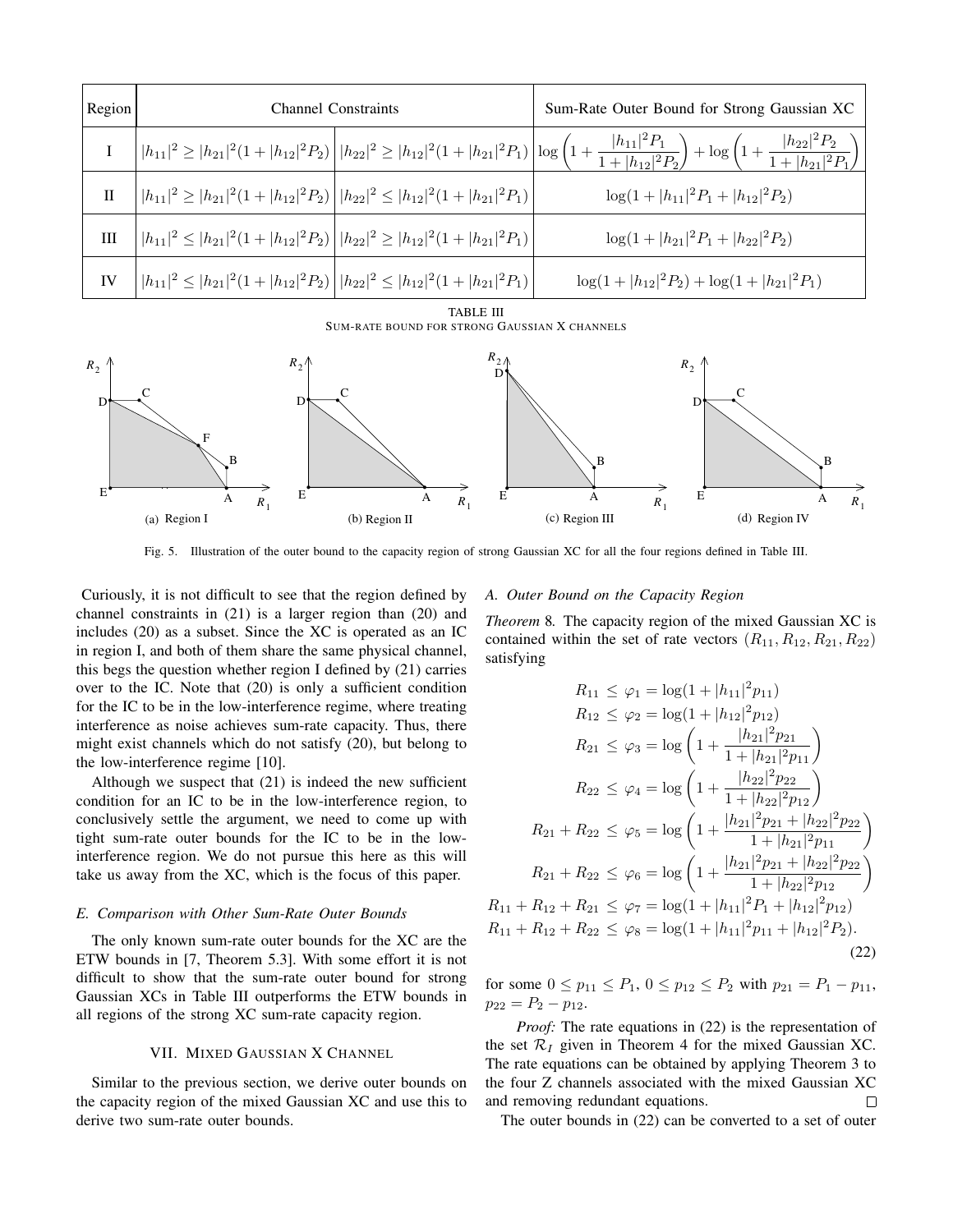| Region | Channel Constraints | | Sum-Rate Outer Bound for Strong Gaussian XC |
|---|---|---|---|
| I | $\|h_{11}\|^2 \geq \|h_{21}\|^2(1+\|h_{12}\|^2P_2)$ | $\|h_{22}\|^2 \geq \|h_{12}\|^2(1+\|h_{21}\|^2P_1)$ | $\log\left(1+\frac{\|h_{11}\|^2P_1}{1+\|h_{12}\|^2P_2}\right)+\log\left(1+\frac{\|h_{22}\|^2P_2}{1+\|h_{21}\|^2P_1}\right)$ |
| II | $\|h_{11}\|^2 \geq \|h_{21}\|^2(1+\|h_{12}\|^2P_2)$ | $\|h_{22}\|^2 \leq \|h_{12}\|^2(1+\|h_{21}\|^2P_1)$ | $\log(1+\|h_{11}\|^2P_1+\|h_{12}\|^2P_2)$ |
| III | $\|h_{11}\|^2 \leq \|h_{21}\|^2(1+\|h_{12}\|^2P_2)$ | $\|h_{22}\|^2 \geq \|h_{12}\|^2(1+\|h_{21}\|^2P_1)$ | $\log(1+\|h_{21}\|^2P_1+\|h_{22}\|^2P_2)$ |
| IV | $\|h_{11}\|^2 \leq \|h_{21}\|^2(1+\|h_{12}\|^2P_2)$ | $\|h_{22}\|^2 \leq \|h_{12}\|^2(1+\|h_{21}\|^2P_1)$ | $\log(1+\|h_{12}\|^2P_2)+\log(1+\|h_{21}\|^2P_1)$ |

TABLE III
SUM-RATE BOUND FOR STRONG GAUSSIAN X CHANNELS

(a) Region I (b) Region II (c) Region III (d) Region IV

Fig. 5. Illustration of the outer bound to the capacity region of strong Gaussian XC for all the four regions defined in Table III.

Curiously, it is not difficult to see that the region defined by channel constraints in (21) is a larger region than (20) and includes (20) as a subset. Since the XC is operated as an IC in region I, and both of them share the same physical channel, this begs the question whether region I defined by (21) carries over to the IC. Note that (20) is only a sufficient condition for the IC to be in the low-interference regime, where treating interference as noise achieves sum-rate capacity. Thus, there might exist channels which do not satisfy (20), but belong to the low-interference regime [10].

Although we suspect that (21) is indeed the new sufficient condition for an IC to be in the low-interference region, to conclusively settle the argument, we need to come up with tight sum-rate outer bounds for the IC to be in the low-interference region. We do not pursue this here as this will take us away from the XC, which is the focus of this paper.

### E. Comparison with Other Sum-Rate Outer Bounds

The only known sum-rate outer bounds for the XC are the ETW bounds in [7, Theorem 5.3]. With some effort it is not difficult to show that the sum-rate outer bound for strong Gaussian XCs in Table III outperforms the ETW bounds in all regions of the strong XC sum-rate capacity region.

## VII. Mixed Gaussian X Channel

Similar to the previous section, we derive outer bounds on the capacity region of the mixed Gaussian XC and use this to derive two sum-rate outer bounds.

### A. Outer Bound on the Capacity Region

*Theorem 8.* The capacity region of the mixed Gaussian XC is contained within the set of rate vectors $(R_{11}, R_{12}, R_{21}, R_{22})$ satisfying

$$
\begin{aligned}
R_{11} &\leq \varphi_1 = \log(1+|h_{11}|^2 p_{11}) \\
R_{12} &\leq \varphi_2 = \log(1+|h_{12}|^2 p_{12}) \\
R_{21} &\leq \varphi_3 = \log\left(1+\frac{|h_{21}|^2 p_{21}}{1+|h_{21}|^2 p_{11}}\right) \\
R_{22} &\leq \varphi_4 = \log\left(1+\frac{|h_{22}|^2 p_{22}}{1+|h_{22}|^2 p_{12}}\right) \\
R_{21}+R_{22} &\leq \varphi_5 = \log\left(1+\frac{|h_{21}|^2 p_{21}+|h_{22}|^2 p_{22}}{1+|h_{21}|^2 p_{11}}\right) \\
R_{21}+R_{22} &\leq \varphi_6 = \log\left(1+\frac{|h_{21}|^2 p_{21}+|h_{22}|^2 p_{22}}{1+|h_{22}|^2 p_{12}}\right) \\
R_{11}+R_{12}+R_{21} &\leq \varphi_7 = \log(1+|h_{11}|^2 P_1+|h_{22}|^2 p_{12}) \\
R_{11}+R_{12}+R_{22} &\leq \varphi_8 = \log(1+|h_{11}|^2 p_{11}+|h_{12}|^2 P_2).
\end{aligned}
\tag{22}
$$

for some $0 \leq p_{11} \leq P_1$, $0 \leq p_{12} \leq P_2$ with $p_{21} = P_1 - p_{11}$, $p_{22} = P_2 - p_{12}$.

*Proof:* The rate equations in (22) is the representation of the set $\mathcal{R}_I$ given in Theorem 4 for the mixed Gaussian XC. The rate equations can be obtained by applying Theorem 3 to the four Z channels associated with the mixed Gaussian XC and removing redundant equations. □

The outer bounds in (22) can be converted to a set of outer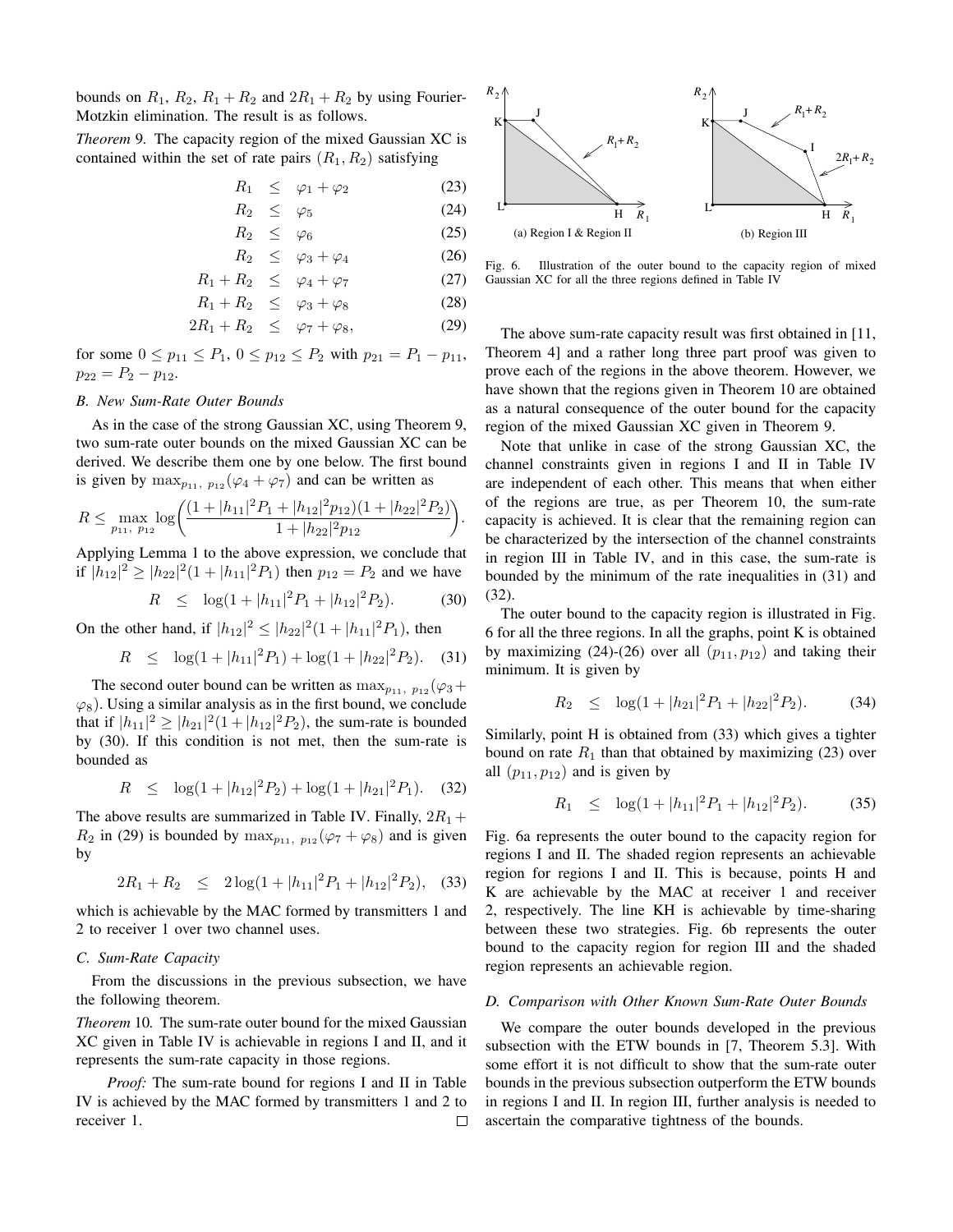bounds on $R_1$, $R_2$, $R_1 + R_2$ and $2R_1 + R_2$ by using Fourier-Motzkin elimination. The result is as follows.

*Theorem* 9. The capacity region of the mixed Gaussian XC is contained within the set of rate pairs $(R_1, R_2)$ satisfying

$$R_1 \leq \varphi_1 + \varphi_2 \quad (23)$$

$$R_2 \leq \varphi_5 \quad (24)$$

$$R_2 \leq \varphi_6 \quad (25)$$

$$R_2 \leq \varphi_3 + \varphi_4 \quad (26)$$

$$R_1 + R_2 \leq \varphi_4 + \varphi_7 \quad (27)$$

$$R_1 + R_2 \leq \varphi_3 + \varphi_8 \quad (28)$$

$$2R_1 + R_2 \leq \varphi_7 + \varphi_8, \quad (29)$$

for some $0 \leq p_{11} \leq P_1$, $0 \leq p_{12} \leq P_2$ with $p_{21} = P_1 - p_{11}$, $p_{22} = P_2 - p_{12}$.

### *B. New Sum-Rate Outer Bounds*

As in the case of the strong Gaussian XC, using Theorem 9, two sum-rate outer bounds on the mixed Gaussian XC can be derived. We describe them one by one below. The first bound is given by $\max_{p_{11},\ p_{12}}(\varphi_4 + \varphi_7)$ and can be written as

$$R \leq \max_{p_{11},\ p_{12}} \log\bigg(\frac{(1 + |h_{11}|^2 P_1 + |h_{12}|^2 p_{12})(1 + |h_{22}|^2 P_2)}{1 + |h_{22}|^2 p_{12}}\bigg).$$

Applying Lemma 1 to the above expression, we conclude that if $|h_{12}|^2 \geq |h_{22}|^2(1 + |h_{11}|^2 P_1)$ then $p_{12} = P_2$ and we have

$$R \leq \log(1 + |h_{11}|^2 P_1 + |h_{12}|^2 P_2). \quad (30)$$

On the other hand, if $|h_{12}|^2 \leq |h_{22}|^2(1 + |h_{11}|^2 P_1)$, then

$$R \leq \log(1 + |h_{11}|^2 P_1) + \log(1 + |h_{22}|^2 P_2). \quad (31)$$

The second outer bound can be written as $\max_{p_{11},\ p_{12}}(\varphi_3 + \varphi_8)$. Using a similar analysis as in the first bound, we conclude that if $|h_{11}|^2 \geq |h_{21}|^2(1 + |h_{12}|^2 P_2)$, the sum-rate is bounded by (30). If this condition is not met, then the sum-rate is bounded as

$$R \leq \log(1 + |h_{12}|^2 P_2) + \log(1 + |h_{21}|^2 P_1). \quad (32)$$

The above results are summarized in Table IV. Finally, $2R_1 + R_2$ in (29) is bounded by $\max_{p_{11},\ p_{12}}(\varphi_7 + \varphi_8)$ and is given by

$$2R_1 + R_2 \leq 2\log(1 + |h_{11}|^2 P_1 + |h_{12}|^2 P_2), \quad (33)$$

which is achievable by the MAC formed by transmitters 1 and 2 to receiver 1 over two channel uses.

### *C. Sum-Rate Capacity*

From the discussions in the previous subsection, we have the following theorem.

*Theorem* 10. The sum-rate outer bound for the mixed Gaussian XC given in Table IV is achievable in regions I and II, and it represents the sum-rate capacity in those regions.

*Proof:* The sum-rate bound for regions I and II in Table IV is achieved by the MAC formed by transmitters 1 and 2 to receiver 1. □

(a) Region I & Region II

(b) Region III

Fig. 6. Illustration of the outer bound to the capacity region of mixed Gaussian XC for all the three regions defined in Table IV

The above sum-rate capacity result was first obtained in [11, Theorem 4] and a rather long three part proof was given to prove each of the regions in the above theorem. However, we have shown that the regions given in Theorem 10 are obtained as a natural consequence of the outer bound for the capacity region of the mixed Gaussian XC given in Theorem 9.

Note that unlike in case of the strong Gaussian XC, the channel constraints given in regions I and II in Table IV are independent of each other. This means that when either of the regions are true, as per Theorem 10, the sum-rate capacity is achieved. It is clear that the remaining region can be characterized by the intersection of the channel constraints in region III in Table IV, and in this case, the sum-rate is bounded by the minimum of the rate inequalities in (31) and (32).

The outer bound to the capacity region is illustrated in Fig. 6 for all the three regions. In all the graphs, point K is obtained by maximizing (24)-(26) over all $(p_{11}, p_{12})$ and taking their minimum. It is given by

$$R_2 \leq \log(1 + |h_{21}|^2 P_1 + |h_{22}|^2 P_2). \quad (34)$$

Similarly, point H is obtained from (33) which gives a tighter bound on rate $R_1$ than that obtained by maximizing (23) over all $(p_{11}, p_{12})$ and is given by

$$R_1 \leq \log(1 + |h_{11}|^2 P_1 + |h_{12}|^2 P_2). \quad (35)$$

Fig. 6a represents the outer bound to the capacity region for regions I and II. The shaded region represents an achievable region for regions I and II. This is because, points H and K are achievable by the MAC at receiver 1 and receiver 2, respectively. The line KH is achievable by time-sharing between these two strategies. Fig. 6b represents the outer bound to the capacity region for region III and the shaded region represents an achievable region.

### *D. Comparison with Other Known Sum-Rate Outer Bounds*

We compare the outer bounds developed in the previous subsection with the ETW bounds in [7, Theorem 5.3]. With some effort it is not difficult to show that the sum-rate outer bounds in the previous subsection outperform the ETW bounds in regions I and II. In region III, further analysis is needed to ascertain the comparative tightness of the bounds.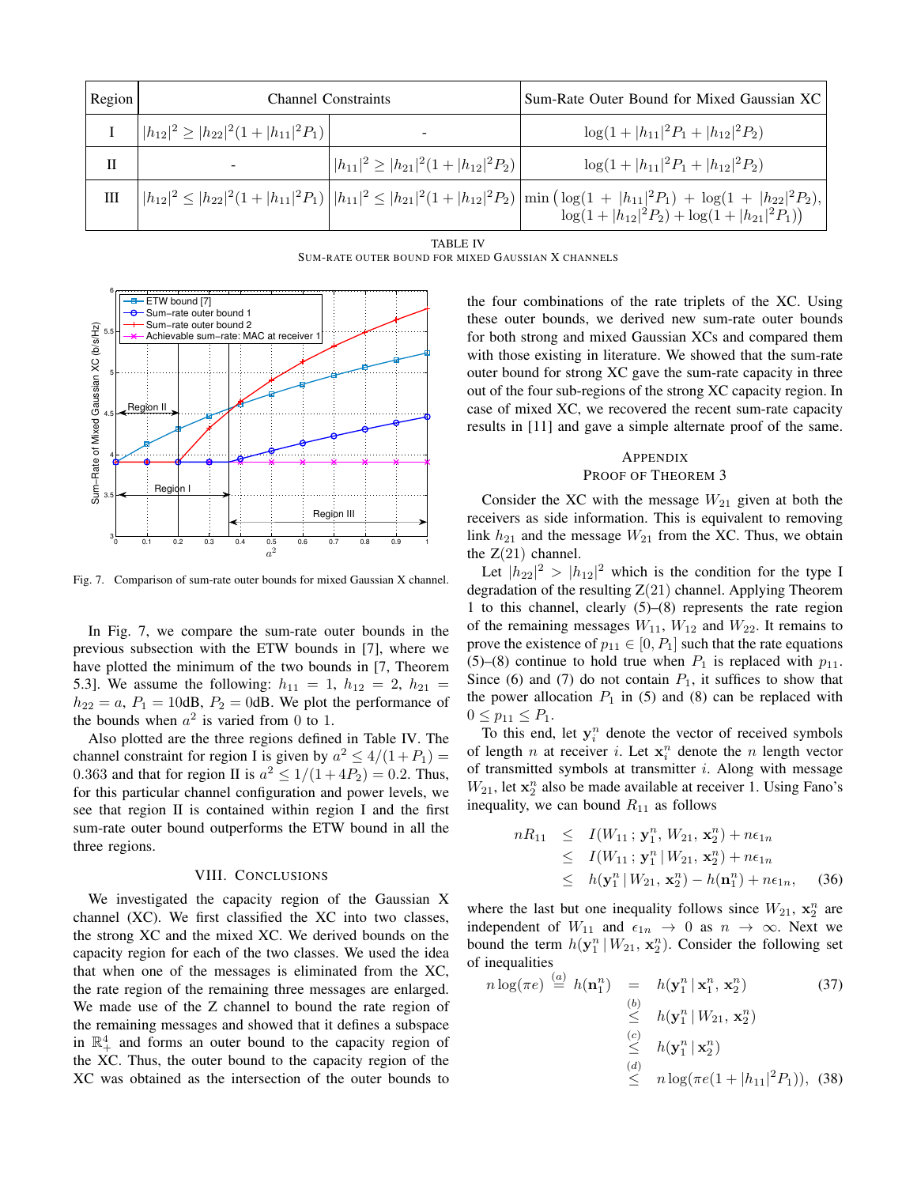| Region | Channel Constraints | | Sum-Rate Outer Bound for Mixed Gaussian XC |
|---|---|---|---|
| I | $\lvert h_{12}\rvert^2 \geq \lvert h_{22}\rvert^2(1+\lvert h_{11}\rvert^2 P_1)$ | - | $\log(1+\lvert h_{11}\rvert^2 P_1 + \lvert h_{12}\rvert^2 P_2)$ |
| II | - | $\lvert h_{11}\rvert^2 \geq \lvert h_{21}\rvert^2(1+\lvert h_{12}\rvert^2 P_2)$ | $\log(1+\lvert h_{11}\rvert^2 P_1 + \lvert h_{12}\rvert^2 P_2)$ |
| III | $\lvert h_{12}\rvert^2 \leq \lvert h_{22}\rvert^2(1+\lvert h_{11}\rvert^2 P_1)$ | $\lvert h_{11}\rvert^2 \leq \lvert h_{21}\rvert^2(1+\lvert h_{12}\rvert^2 P_2)$ | $\min\big(\log(1+\lvert h_{11}\rvert^2 P_1)+\log(1+\lvert h_{22}\rvert^2 P_2),\ \log(1+\lvert h_{12}\rvert^2 P_2)+\log(1+\lvert h_{21}\rvert^2 P_1)\big)$ |

TABLE IV
SUM-RATE OUTER BOUND FOR MIXED GAUSSIAN X CHANNELS

Fig. 7. Comparison of sum-rate outer bounds for mixed Gaussian X channel.

In Fig. 7, we compare the sum-rate outer bounds in the previous subsection with the ETW bounds in [7], where we have plotted the minimum of the two bounds in [7, Theorem 5.3]. We assume the following: $h_{11} = 1$, $h_{12} = 2$, $h_{21} = h_{22} = a$, $P_1 = 10$dB, $P_2 = 0$dB. We plot the performance of the bounds when $a^2$ is varied from 0 to 1.

Also plotted are the three regions defined in Table IV. The channel constraint for region I is given by $a^2 \leq 4/(1+P_1) = 0.363$ and that for region II is $a^2 \leq 1/(1+4P_2) = 0.2$. Thus, for this particular channel configuration and power levels, we see that region II is contained within region I and the first sum-rate outer bound outperforms the ETW bound in all the three regions.

## VIII. Conclusions

We investigated the capacity region of the Gaussian X channel (XC). We first classified the XC into two classes, the strong XC and the mixed XC. We derived bounds on the capacity region for each of the two classes. We used the idea that when one of the messages is eliminated from the XC, the rate region of the remaining three messages are enlarged. We made use of the Z channel to bound the rate region of the remaining messages and showed that it defines a subspace in $\mathbb{R}_+^4$ and forms an outer bound to the capacity region of the XC. Thus, the outer bound to the capacity region of the XC was obtained as the intersection of the outer bounds to the four combinations of the rate triplets of the XC. Using these outer bounds, we derived new sum-rate outer bounds for both strong and mixed Gaussian XCs and compared them with those existing in literature. We showed that the sum-rate outer bound for strong XC gave the sum-rate capacity in three out of the four sub-regions of the strong XC capacity region. In case of mixed XC, we recovered the recent sum-rate capacity results in [11] and gave a simple alternate proof of the same.

## Appendix
## Proof of Theorem 3

Consider the XC with the message $W_{21}$ given at both the receivers as side information. This is equivalent to removing link $h_{21}$ and the message $W_{21}$ from the XC. Thus, we obtain the Z(21) channel.

Let $|h_{22}|^2 > |h_{12}|^2$ which is the condition for the type I degradation of the resulting Z(21) channel. Applying Theorem 1 to this channel, clearly (5)–(8) represents the rate region of the remaining messages $W_{11}$, $W_{12}$ and $W_{22}$. It remains to prove the existence of $p_{11} \in [0, P_1]$ such that the rate equations (5)–(8) continue to hold true when $P_1$ is replaced with $p_{11}$. Since (6) and (7) do not contain $P_1$, it suffices to show that the power allocation $P_1$ in (5) and (8) can be replaced with $0 \leq p_{11} \leq P_1$.

To this end, let $\mathbf{y}_i^n$ denote the vector of received symbols of length $n$ at receiver $i$. Let $\mathbf{x}_i^n$ denote the $n$ length vector of transmitted symbols at transmitter $i$. Along with message $W_{21}$, let $\mathbf{x}_2^n$ also be made available at receiver 1. Using Fano's inequality, we can bound $R_{11}$ as follows

$$
\begin{aligned}
nR_{11} &\leq I(W_{11}\,;\mathbf{y}_1^n, W_{21}, \mathbf{x}_2^n) + n\epsilon_{1n} \\
&\leq I(W_{11}\,;\mathbf{y}_1^n \,|\, W_{21}, \mathbf{x}_2^n) + n\epsilon_{1n} \\
&\leq h(\mathbf{y}_1^n \,|\, W_{21}, \mathbf{x}_2^n) - h(\mathbf{n}_1^n) + n\epsilon_{1n}, \qquad (36)
\end{aligned}
$$

where the last but one inequality follows since $W_{21}$, $\mathbf{x}_2^n$ are independent of $W_{11}$ and $\epsilon_{1n} \to 0$ as $n \to \infty$. Next we bound the term $h(\mathbf{y}_1^n \,|\, W_{21}, \mathbf{x}_2^n)$. Consider the following set of inequalities

$$
\begin{aligned}
n\log(\pi e) \overset{(a)}{=} h(\mathbf{n}_1^n) &= h(\mathbf{y}_1^n \,|\, \mathbf{x}_1^n, \mathbf{x}_2^n) \qquad (37) \\
&\overset{(b)}{\leq} h(\mathbf{y}_1^n \,|\, W_{21}, \mathbf{x}_2^n) \\
&\overset{(c)}{\leq} h(\mathbf{y}_1^n \,|\, \mathbf{x}_2^n) \\
&\overset{(d)}{\leq} n\log(\pi e(1+|h_{11}|^2 P_1)), \qquad (38)
\end{aligned}
$$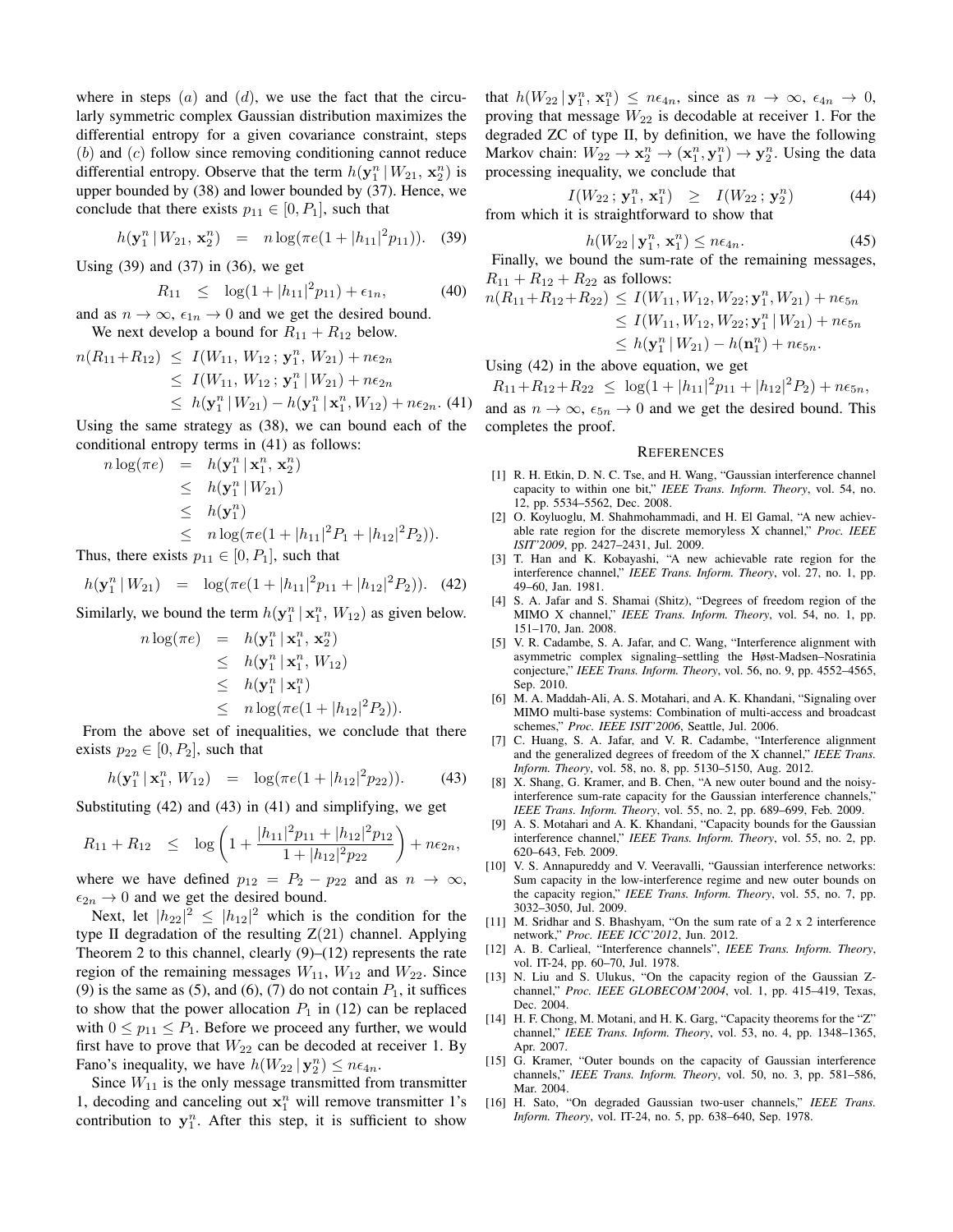where in steps $(a)$ and $(d)$, we use the fact that the circularly symmetric complex Gaussian distribution maximizes the differential entropy for a given covariance constraint, steps $(b)$ and $(c)$ follow since removing conditioning cannot reduce differential entropy. Observe that the term $h(\mathbf{y}_1^n \,|\, W_{21},\, \mathbf{x}_2^n)$ is upper bounded by (38) and lower bounded by (37). Hence, we conclude that there exists $p_{11} \in [0, P_1]$, such that

$$h(\mathbf{y}_1^n \,|\, W_{21},\, \mathbf{x}_2^n) \;\; = \;\; n \log(\pi e(1 + |h_{11}|^2 p_{11})). \quad (39)$$

Using (39) and (37) in (36), we get

$$R_{11} \;\; \leq \;\; \log(1 + |h_{11}|^2 p_{11}) + \epsilon_{1n}, \quad (40)$$

and as $n \to \infty$, $\epsilon_{1n} \to 0$ and we get the desired bound.

We next develop a bound for $R_{11} + R_{12}$ below.

$$\begin{aligned} n(R_{11}+R_{12}) \;&\leq\; I(W_{11},\, W_{12}\,;\, \mathbf{y}_1^n,\, W_{21}) + n\epsilon_{2n} \\ &\leq\; I(W_{11},\, W_{12}\,;\, \mathbf{y}_1^n \,|\, W_{21}) + n\epsilon_{2n} \\ &\leq\; h(\mathbf{y}_1^n \,|\, W_{21}) - h(\mathbf{y}_1^n \,|\, \mathbf{x}_1^n, W_{12}) + n\epsilon_{2n}. \quad (41) \end{aligned}$$

Using the same strategy as (38), we can bound each of the conditional entropy terms in (41) as follows:

$$\begin{aligned} n\log(\pi e) \;&=\; h(\mathbf{y}_1^n \,|\, \mathbf{x}_1^n,\, \mathbf{x}_2^n) \\ &\leq\; h(\mathbf{y}_1^n \,|\, W_{21}) \\ &\leq\; h(\mathbf{y}_1^n) \\ &\leq\; n\log(\pi e(1 + |h_{11}|^2 P_1 + |h_{12}|^2 P_2)). \end{aligned}$$

Thus, there exists $p_{11} \in [0, P_1]$, such that

$$h(\mathbf{y}_1^n \,|\, W_{21}) \;\; = \;\; \log(\pi e(1 + |h_{11}|^2 p_{11} + |h_{12}|^2 P_2)). \quad (42)$$

Similarly, we bound the term $h(\mathbf{y}_1^n \,|\, \mathbf{x}_1^n,\, W_{12})$ as given below.

$$\begin{aligned} n\log(\pi e) \;&=\; h(\mathbf{y}_1^n \,|\, \mathbf{x}_1^n,\, \mathbf{x}_2^n) \\ &\leq\; h(\mathbf{y}_1^n \,|\, \mathbf{x}_1^n,\, W_{12}) \\ &\leq\; h(\mathbf{y}_1^n \,|\, \mathbf{x}_1^n) \\ &\leq\; n\log(\pi e(1 + |h_{12}|^2 P_2)). \end{aligned}$$

From the above set of inequalities, we conclude that there exists $p_{22} \in [0, P_2]$, such that

$$h(\mathbf{y}_1^n \,|\, \mathbf{x}_1^n,\, W_{12}) \;\; = \;\; \log(\pi e(1 + |h_{12}|^2 p_{22})). \quad (43)$$

Substituting (42) and (43) in (41) and simplifying, we get

$$R_{11} + R_{12} \;\; \leq \;\; \log\left(1 + \frac{|h_{11}|^2 p_{11} + |h_{12}|^2 p_{12}}{1 + |h_{12}|^2 p_{22}}\right) + n\epsilon_{2n},$$

where we have defined $p_{12} = P_2 - p_{22}$ and as $n \to \infty$, $\epsilon_{2n} \to 0$ and we get the desired bound.

Next, let $|h_{22}|^2 \leq |h_{12}|^2$ which is the condition for the type II degradation of the resulting Z(21) channel. Applying Theorem 2 to this channel, clearly (9)–(12) represents the rate region of the remaining messages $W_{11}$, $W_{12}$ and $W_{22}$. Since (9) is the same as (5), and (6), (7) do not contain $P_1$, it suffices to show that the power allocation $P_1$ in (12) can be replaced with $0 \leq p_{11} \leq P_1$. Before we proceed any further, we would first have to prove that $W_{22}$ can be decoded at receiver 1. By Fano's inequality, we have $h(W_{22} \,|\, \mathbf{y}_2^n) \leq n\epsilon_{4n}$.

Since $W_{11}$ is the only message transmitted from transmitter 1, decoding and canceling out $\mathbf{x}_1^n$ will remove transmitter 1's contribution to $\mathbf{y}_1^n$. After this step, it is sufficient to show that $h(W_{22} \,|\, \mathbf{y}_1^n,\, \mathbf{x}_1^n) \leq n\epsilon_{4n}$, since as $n \to \infty$, $\epsilon_{4n} \to 0$, proving that message $W_{22}$ is decodable at receiver 1. For the degraded ZC of type II, by definition, we have the following Markov chain: $W_{22} \to \mathbf{x}_2^n \to (\mathbf{x}_1^n, \mathbf{y}_1^n) \to \mathbf{y}_2^n$. Using the data processing inequality, we conclude that

$$I(W_{22}\,;\, \mathbf{y}_1^n,\, \mathbf{x}_1^n) \;\; \geq \;\; I(W_{22}\,;\, \mathbf{y}_2^n) \quad (44)$$

from which it is straightforward to show that

$$h(W_{22} \,|\, \mathbf{y}_1^n,\, \mathbf{x}_1^n) \leq n\epsilon_{4n}. \quad (45)$$

Finally, we bound the sum-rate of the remaining messages, $R_{11} + R_{12} + R_{22}$ as follows:

$$\begin{aligned} n(R_{11}+R_{12}+R_{22}) \;&\leq\; I(W_{11}, W_{12}, W_{22}; \mathbf{y}_1^n, W_{21}) + n\epsilon_{5n} \\ &\leq\; I(W_{11}, W_{12}, W_{22}; \mathbf{y}_1^n \,|\, W_{21}) + n\epsilon_{5n} \\ &\leq\; h(\mathbf{y}_1^n \,|\, W_{21}) - h(\mathbf{n}_1^n) + n\epsilon_{5n}. \end{aligned}$$

Using (42) in the above equation, we get

$$R_{11}+R_{12}+R_{22} \;\leq\; \log(1 + |h_{11}|^2 p_{11} + |h_{12}|^2 P_2) + n\epsilon_{5n},$$

and as $n \to \infty$, $\epsilon_{5n} \to 0$ and we get the desired bound. This completes the proof.

## References

[1] R. H. Etkin, D. N. C. Tse, and H. Wang, "Gaussian interference channel capacity to within one bit," *IEEE Trans. Inform. Theory*, vol. 54, no. 12, pp. 5534–5562, Dec. 2008.

[2] O. Koyluoglu, M. Shahmohammadi, and H. El Gamal, "A new achievable rate region for the discrete memoryless X channel," *Proc. IEEE ISIT'2009*, pp. 2427–2431, Jul. 2009.

[3] T. Han and K. Kobayashi, "A new achievable rate region for the interference channel," *IEEE Trans. Inform. Theory*, vol. 27, no. 1, pp. 49–60, Jan. 1981.

[4] S. A. Jafar and S. Shamai (Shitz), "Degrees of freedom region of the MIMO X channel," *IEEE Trans. Inform. Theory*, vol. 54, no. 1, pp. 151–170, Jan. 2008.

[5] V. R. Cadambe, S. A. Jafar, and C. Wang, "Interference alignment with asymmetric complex signaling–settling the Høst-Madsen–Nosratinia conjecture," *IEEE Trans. Inform. Theory*, vol. 56, no. 9, pp. 4552–4565, Sep. 2010.

[6] M. A. Maddah-Ali, A. S. Motahari, and A. K. Khandani, "Signaling over MIMO multi-base systems: Combination of multi-access and broadcast schemes," *Proc. IEEE ISIT'2006*, Seattle, Jul. 2006.

[7] C. Huang, S. A. Jafar, and V. R. Cadambe, "Interference alignment and the generalized degrees of freedom of the X channel," *IEEE Trans. Inform. Theory*, vol. 58, no. 8, pp. 5130–5150, Aug. 2012.

[8] X. Shang, G. Kramer, and B. Chen, "A new outer bound and the noisy-interference sum-rate capacity for the Gaussian interference channels," *IEEE Trans. Inform. Theory*, vol. 55, no. 2, pp. 689–699, Feb. 2009.

[9] A. S. Motahari and A. K. Khandani, "Capacity bounds for the Gaussian interference channel," *IEEE Trans. Inform. Theory*, vol. 55, no. 2, pp. 620–643, Feb. 2009.

[10] V. S. Annapureddy and V. Veeravalli, "Gaussian interference networks: Sum capacity in the low-interference regime and new outer bounds on the capacity region," *IEEE Trans. Inform. Theory*, vol. 55, no. 7, pp. 3032–3050, Jul. 2009.

[11] M. Sridhar and S. Bhashyam, "On the sum rate of a 2 x 2 interference network," *Proc. IEEE ICC'2012*, Jun. 2012.

[12] A. B. Carlieal, "Interference channels", *IEEE Trans. Inform. Theory*, vol. IT-24, pp. 60–70, Jul. 1978.

[13] N. Liu and S. Ulukus, "On the capacity region of the Gaussian Z-channel," *Proc. IEEE GLOBECOM'2004*, vol. 1, pp. 415–419, Texas, Dec. 2004.

[14] H. F. Chong, M. Motani, and H. K. Garg, "Capacity theorems for the "Z" channel," *IEEE Trans. Inform. Theory*, vol. 53, no. 4, pp. 1348–1365, Apr. 2007.

[15] G. Kramer, "Outer bounds on the capacity of Gaussian interference channels," *IEEE Trans. Inform. Theory*, vol. 50, no. 3, pp. 581–586, Mar. 2004.

[16] H. Sato, "On degraded Gaussian two-user channels," *IEEE Trans. Inform. Theory*, vol. IT-24, no. 5, pp. 638–640, Sep. 1978.